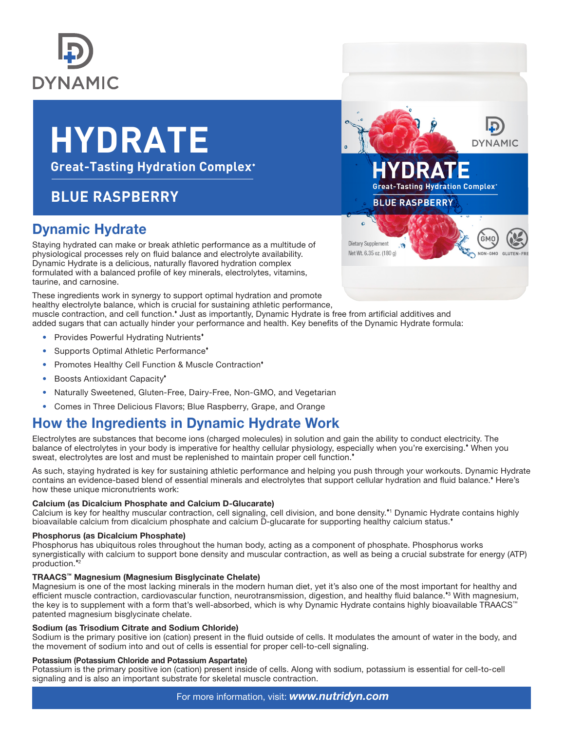DYNAMIC

# HYDRATE

**Great-Tasting Hydration Complex♦**

## BLUE RASPBERRY

## Dynamic Hydrate

Staying hydrated can make or break athletic performance as a multitude of physiological processes rely on fluid balance and electrolyte availability. Dynamic Hydrate is a delicious, naturally flavored hydration complex formulated with a balanced profile of key minerals, electrolytes, vitamins, taurine, and carnosine.

These ingredients work in synergy to support optimal hydration and promote healthy electrolyte balance, which is crucial for sustaining athletic performance, muscle contraction, and cell function.♦ Just as importantly, Dynamic Hydrate is free from artificial additives and added sugars that can actually hinder your performance and health. Key benefits of the Dynamic Hydrate formula:

- Provides Powerful Hydrating Nutrients♦
- Supports Optimal Athletic Performance♦
- Promotes Healthy Cell Function & Muscle Contraction♦
- Boosts Antioxidant Capacity♦
- Naturally Sweetened, Gluten-Free, Dairy-Free, Non-GMO, and Vegetarian
- Comes in Three Delicious Flavors; Blue Raspberry, Grape, and Orange

## How the Ingredients in Dynamic Hydrate Work

Electrolytes are substances that become ions (charged molecules) in solution and gain the ability to conduct electricity. The balance of electrolytes in your body is imperative for healthy cellular physiology, especially when you're exercising.♦ When you sweat, electrolytes are lost and must be replenished to maintain proper cell function.♦

As such, staying hydrated is key for sustaining athletic performance and helping you push through your workouts. Dynamic Hydrate contains an evidence-based blend of essential minerals and electrolytes that support cellular hydration and fluid balance.♦ Here's how these unique micronutrients work:

**Calcium (as Dicalcium Phosphate and Calcium D-Glucarate)**
Calcium is key for healthy muscular contraction, cell signaling, cell division, and bone density.♦[1] Dynamic Hydrate contains highly bioavailable calcium from dicalcium phosphate and calcium D-glucarate for supporting healthy calcium status.♦

**Phosphorus (as Dicalcium Phosphate)**
Phosphorus has ubiquitous roles throughout the human body, acting as a component of phosphate. Phosphorus works synergistically with calcium to support bone density and muscular contraction, as well as being a crucial substrate for energy (ATP) production.♦[2]

**TRAACS™ Magnesium (Magnesium Bisglycinate Chelate)**
Magnesium is one of the most lacking minerals in the modern human diet, yet it's also one of the most important for healthy and efficient muscle contraction, cardiovascular function, neurotransmission, digestion, and healthy fluid balance.♦[3] With magnesium, the key is to supplement with a form that's well-absorbed, which is why Dynamic Hydrate contains highly bioavailable TRAACS™ patented magnesium bisglycinate chelate.

**Sodium (as Trisodium Citrate and Sodium Chloride)**
Sodium is the primary positive ion (cation) present in the fluid outside of cells. It modulates the amount of water in the body, and the movement of sodium into and out of cells is essential for proper cell-to-cell signaling.

**Potassium (Potassium Chloride and Potassium Aspartate)**
Potassium is the primary positive ion (cation) present inside of cells. Along with sodium, potassium is essential for cell-to-cell signaling and is also an important substrate for skeletal muscle contraction.

For more information, visit: ***www.nutridyn.com***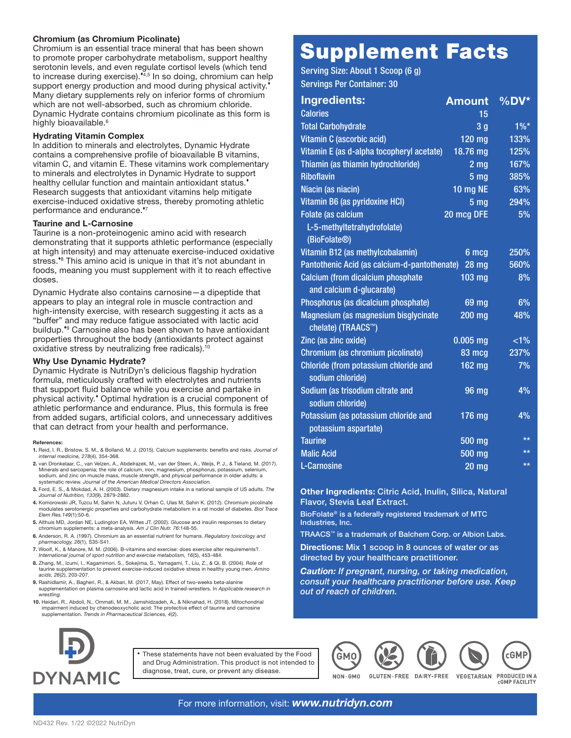### Chromium (as Chromium Picolinate)

Chromium is an essential trace mineral that has been shown to promote proper carbohydrate metabolism, support healthy serotonin levels, and even regulate cortisol levels (which tend to increase during exercise).♦[4,5] In so doing, chromium can help support energy production and mood during physical activity.♦ Many dietary supplements rely on inferior forms of chromium which are not well-absorbed, such as chromium chloride. Dynamic Hydrate contains chromium picolinate as this form is highly bioavailable.[6]

### Hydrating Vitamin Complex

In addition to minerals and electrolytes, Dynamic Hydrate contains a comprehensive profile of bioavailable B vitamins, vitamin C, and vitamin E. These vitamins work complementary to minerals and electrolytes in Dynamic Hydrate to support healthy cellular function and maintain antioxidant status.♦ Research suggests that antioxidant vitamins help mitigate exercise-induced oxidative stress, thereby promoting athletic performance and endurance.♦[7]

### Taurine and L-Carnosine

Taurine is a non-proteinogenic amino acid with research demonstrating that it supports athletic performance (especially at high intensity) and may attenuate exercise-induced oxidative stress.♦[8] This amino acid is unique in that it's not abundant in foods, meaning you must supplement with it to reach effective doses.

Dynamic Hydrate also contains carnosine—a dipeptide that appears to play an integral role in muscle contraction and high-intensity exercise, with research suggesting it acts as a "buffer" and may reduce fatigue associated with lactic acid buildup.♦[9] Carnosine also has been shown to have antioxidant properties throughout the body (antioxidants protect against oxidative stress by neutralizing free radicals).[10]

### Why Use Dynamic Hydrate?

Dynamic Hydrate is NutriDyn's delicious flagship hydration formula, meticulously crafted with electrolytes and nutrients that support fluid balance while you exercise and partake in physical activity.♦ Optimal hydration is a crucial component of athletic performance and endurance. Plus, this formula is free from added sugars, artificial colors, and unnecessary additives that can detract from your health and performance.

#### References:

1. Reid, I. R., Bristow, S. M., & Bolland, M. J. (2015). Calcium supplements: benefits and risks. *Journal of internal medicine, 278*(4), 354-368.
2. van Dronkelaar, C., van Velzen, A., Abdelrazek, M., van der Steen, A., Weijs, P. J., & Tieland, M. (2017). Minerals and sarcopenia; the role of calcium, iron, magnesium, phosphorus, potassium, selenium, sodium, and zinc on muscle mass, muscle strength, and physical performance in older adults: a systematic review. *Journal of the American Medical Directors Association.*
3. Ford, E. S., & Mokdad, A. H. (2003). Dietary magnesium intake in a national sample of US adults. *The Journal of Nutrition, 133*(9), 2879-2882.
4. Komorowski JR, Tuzcu M, Sahin N, Juturu V, Orhan C, Ulas M, Sahin K. (2012). Chromium picolinate modulates serotonergic properties and carbohydrate metabolism in a rat model of diabetes. *Biol Trace Elem Res.149*(1):50-6.
5. Althuis MD, Jordan NE, Ludington EA, Wittes JT. (2002). Glucose and insulin responses to dietary chromium supplements: a meta-analysis. *Am J Clin Nutr. 76*:148-55.
6. Anderson, R. A. (1997). Chromium as an essential nutrient for humans. *Regulatory toxicology and pharmacology, 26*(1), S35-S41.
7. Woolf, K., & Manore, M. M. (2006). B-vitamins and exercise: does exercise alter requirements?. *International journal of sport nutrition and exercise metabolism, 16*(5), 453-484.
8. Zhang, M., Izumi, I., Kagamimori, S., Sokejima, S., Yamagami, T., Liu, Z., & Qi, B. (2004). Role of taurine supplementation to prevent exercise-induced oxidative stress in healthy young men. *Amino acids, 26*(2), 203-207.
9. Rashidlamir, A., Bagheri, R., & Akbari, M. (2017, May). Effect of two-weeks beta-alanine supplementation on plasma carnosine and lactic acid in trained-wrestlers. In *Applicable research in wrestling.*
10. Heidari, R., Abdoli, N., Ommati, M. M., Jamshidzadeh, A., & Niknahad, H. (2018). Mitochondrial impairment induced by chenodeoxycholic acid: The protective effect of taurine and carnosine supplementation. *Trends in Pharmaceutical Sciences, 4*(2).

# Supplement Facts

Serving Size: About 1 Scoop (6 g)
Servings Per Container: 30

| Ingredients: | Amount | %DV* |
|---|---|---|
| Calories | 15 | |
| Total Carbohydrate | 3 g | 1%* |
| Vitamin C (ascorbic acid) | 120 mg | 133% |
| Vitamin E (as d-alpha tocopheryl acetate) | 18.76 mg | 125% |
| Thiamin (as thiamin hydrochloride) | 2 mg | 167% |
| Riboflavin | 5 mg | 385% |
| Niacin (as niacin) | 10 mg NE | 63% |
| Vitamin B6 (as pyridoxine HCl) | 5 mg | 294% |
| Folate (as calcium L-5-methyltetrahydrofolate) (BioFolate®) | 20 mcg DFE | 5% |
| Vitamin B12 (as methylcobalamin) | 6 mcg | 250% |
| Pantothenic Acid (as calcium-d-pantothenate) | 28 mg | 560% |
| Calcium (from dicalcium phosphate and calcium d-glucarate) | 103 mg | 8% |
| Phosphorus (as dicalcium phosphate) | 69 mg | 6% |
| Magnesium (as magnesium bisglycinate chelate) (TRAACS™) | 200 mg | 48% |
| Zinc (as zinc oxide) | 0.005 mg | <1% |
| Chromium (as chromium picolinate) | 83 mcg | 237% |
| Chloride (from potassium chloride and sodium chloride) | 162 mg | 7% |
| Sodium (as trisodium citrate and sodium chloride) | 96 mg | 4% |
| Potassium (as potassium chloride and potassium aspartate) | 176 mg | 4% |
| Taurine | 500 mg | ** |
| Malic Acid | 500 mg | ** |
| L-Carnosine | 20 mg | ** |

**Other Ingredients:** Citric Acid, Inulin, Silica, Natural Flavor, Stevia Leaf Extract.

BioFolate® is a federally registered trademark of MTC Industries, Inc.

TRAACS™ is a trademark of Balchem Corp. or Albion Labs.

**Directions:** Mix 1 scoop in 8 ounces of water or as directed by your healthcare practitioner.

***Caution:** If pregnant, nursing, or taking medication, consult your healthcare practitioner before use. Keep out of reach of children.*

DYNAMIC

♦ These statements have not been evaluated by the Food and Drug Administration. This product is not intended to diagnose, treat, cure, or prevent any disease.

NON-GMO | GLUTEN-FREE | DAIRY-FREE | VEGETARIAN | PRODUCED IN A cGMP FACILITY

For more information, visit: ***www.nutridyn.com***

ND432 Rev. 1/22 ©2022 NutriDyn